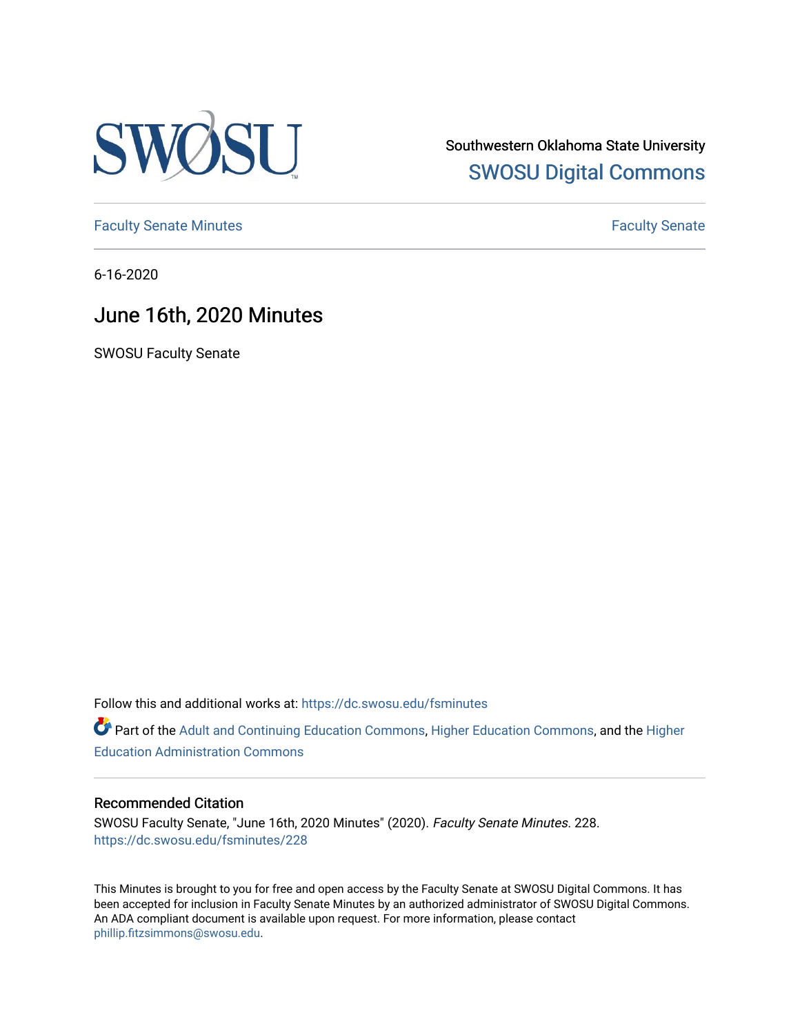Southwestern Oklahoma State University

SWOSU Digital Commons

Faculty Senate Minutes | Faculty Senate

6-16-2020

# June 16th, 2020 Minutes

SWOSU Faculty Senate

Follow this and additional works at: https://dc.swosu.edu/fsminutes

Part of the Adult and Continuing Education Commons, Higher Education Commons, and the Higher Education Administration Commons

## Recommended Citation

SWOSU Faculty Senate, "June 16th, 2020 Minutes" (2020). *Faculty Senate Minutes*. 228.
https://dc.swosu.edu/fsminutes/228

This Minutes is brought to you for free and open access by the Faculty Senate at SWOSU Digital Commons. It has been accepted for inclusion in Faculty Senate Minutes by an authorized administrator of SWOSU Digital Commons. An ADA compliant document is available upon request. For more information, please contact phillip.fitzsimmons@swosu.edu.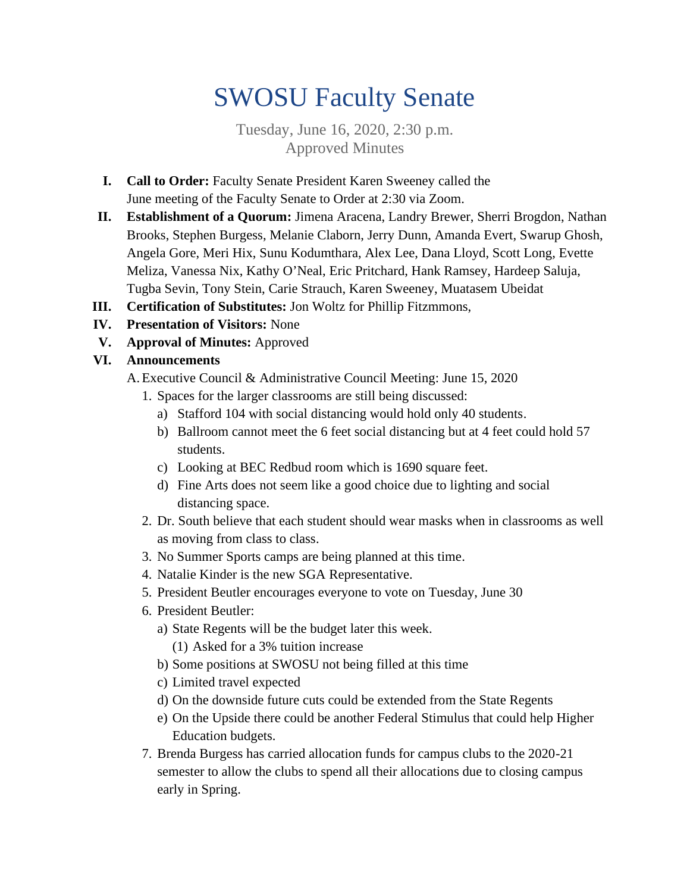# SWOSU Faculty Senate

Tuesday, June 16, 2020, 2:30 p.m.
Approved Minutes

I. **Call to Order:** Faculty Senate President Karen Sweeney called the June meeting of the Faculty Senate to Order at 2:30 via Zoom.

II. **Establishment of a Quorum:** Jimena Aracena, Landry Brewer, Sherri Brogdon, Nathan Brooks, Stephen Burgess, Melanie Claborn, Jerry Dunn, Amanda Evert, Swarup Ghosh, Angela Gore, Meri Hix, Sunu Kodumthara, Alex Lee, Dana Lloyd, Scott Long, Evette Meliza, Vanessa Nix, Kathy O'Neal, Eric Pritchard, Hank Ramsey, Hardeep Saluja, Tugba Sevin, Tony Stein, Carie Strauch, Karen Sweeney, Muatasem Ubeidat

III. **Certification of Substitutes:** Jon Woltz for Phillip Fitzmmons,

IV. **Presentation of Visitors:** None

V. **Approval of Minutes:** Approved

VI. **Announcements**

A. Executive Council & Administrative Council Meeting: June 15, 2020

1. Spaces for the larger classrooms are still being discussed:
   a) Stafford 104 with social distancing would hold only 40 students.
   b) Ballroom cannot meet the 6 feet social distancing but at 4 feet could hold 57 students.
   c) Looking at BEC Redbud room which is 1690 square feet.
   d) Fine Arts does not seem like a good choice due to lighting and social distancing space.
2. Dr. South believe that each student should wear masks when in classrooms as well as moving from class to class.
3. No Summer Sports camps are being planned at this time.
4. Natalie Kinder is the new SGA Representative.
5. President Beutler encourages everyone to vote on Tuesday, June 30
6. President Beutler:
   a) State Regents will be the budget later this week.
      (1) Asked for a 3% tuition increase
   b) Some positions at SWOSU not being filled at this time
   c) Limited travel expected
   d) On the downside future cuts could be extended from the State Regents
   e) On the Upside there could be another Federal Stimulus that could help Higher Education budgets.
7. Brenda Burgess has carried allocation funds for campus clubs to the 2020-21 semester to allow the clubs to spend all their allocations due to closing campus early in Spring.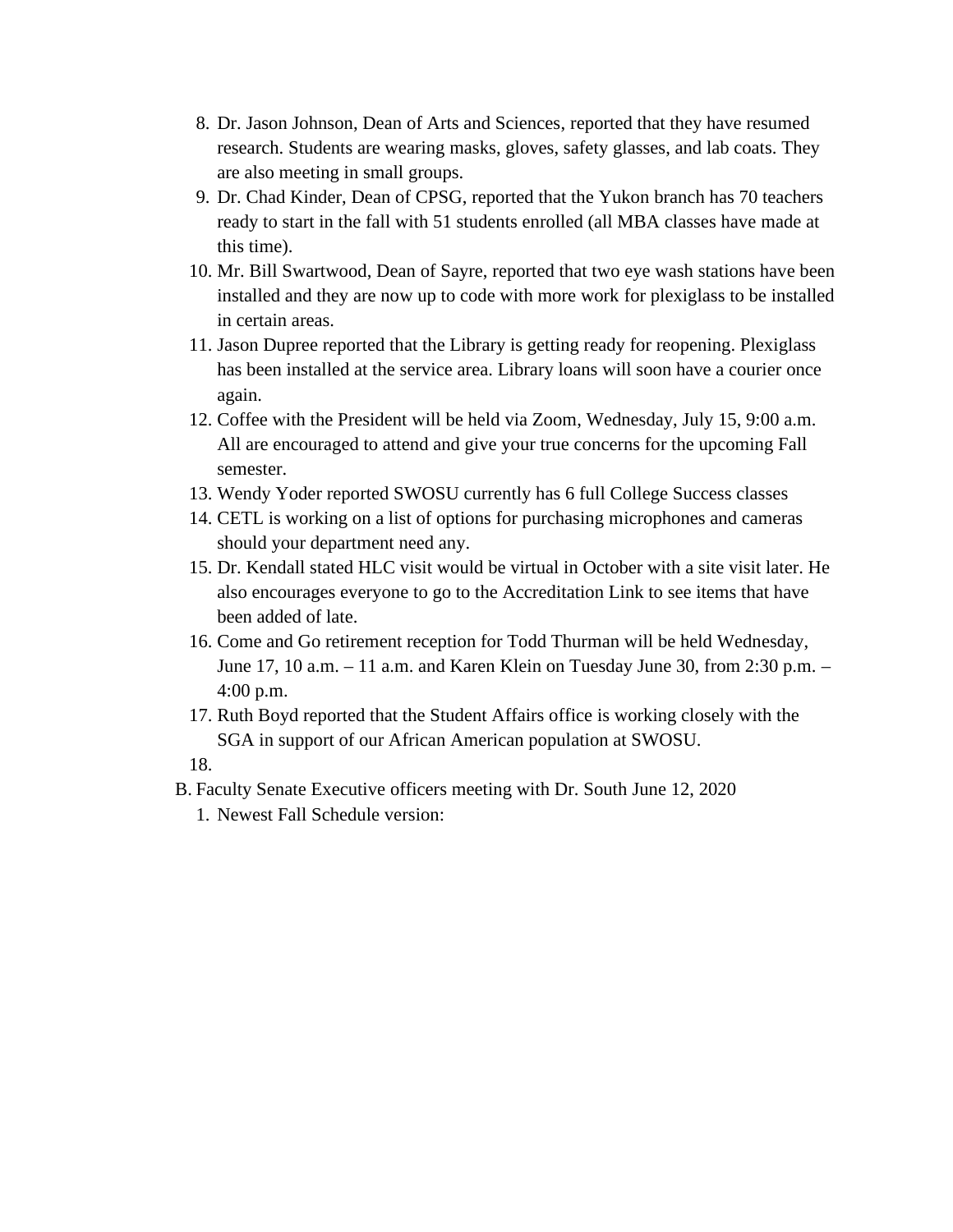8. Dr. Jason Johnson, Dean of Arts and Sciences, reported that they have resumed research. Students are wearing masks, gloves, safety glasses, and lab coats. They are also meeting in small groups.
9. Dr. Chad Kinder, Dean of CPSG, reported that the Yukon branch has 70 teachers ready to start in the fall with 51 students enrolled (all MBA classes have made at this time).
10. Mr. Bill Swartwood, Dean of Sayre, reported that two eye wash stations have been installed and they are now up to code with more work for plexiglass to be installed in certain areas.
11. Jason Dupree reported that the Library is getting ready for reopening. Plexiglass has been installed at the service area. Library loans will soon have a courier once again.
12. Coffee with the President will be held via Zoom, Wednesday, July 15, 9:00 a.m. All are encouraged to attend and give your true concerns for the upcoming Fall semester.
13. Wendy Yoder reported SWOSU currently has 6 full College Success classes
14. CETL is working on a list of options for purchasing microphones and cameras should your department need any.
15. Dr. Kendall stated HLC visit would be virtual in October with a site visit later. He also encourages everyone to go to the Accreditation Link to see items that have been added of late.
16. Come and Go retirement reception for Todd Thurman will be held Wednesday, June 17, 10 a.m. – 11 a.m. and Karen Klein on Tuesday June 30, from 2:30 p.m. – 4:00 p.m.
17. Ruth Boyd reported that the Student Affairs office is working closely with the SGA in support of our African American population at SWOSU.
18. 

B. Faculty Senate Executive officers meeting with Dr. South June 12, 2020
    1. Newest Fall Schedule version: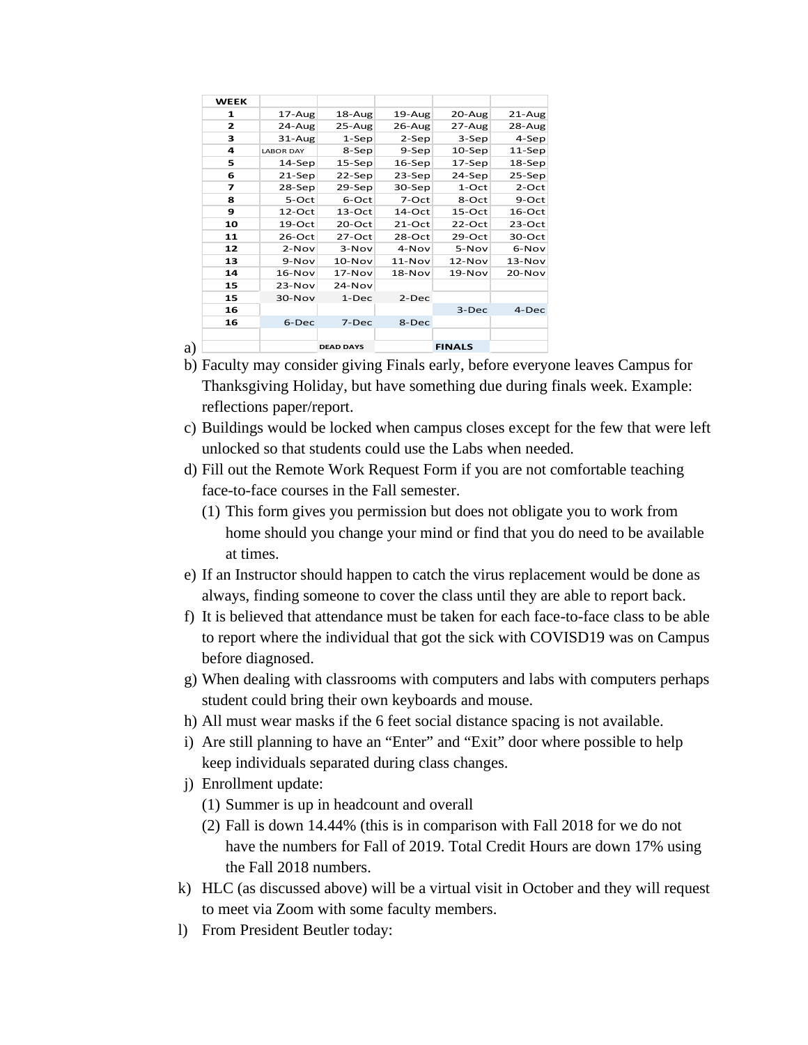a)

| WEEK | | | | | |
|---|---|---|---|---|---|
| 1 | 17-Aug | 18-Aug | 19-Aug | 20-Aug | 21-Aug |
| 2 | 24-Aug | 25-Aug | 26-Aug | 27-Aug | 28-Aug |
| 3 | 31-Aug | 1-Sep | 2-Sep | 3-Sep | 4-Sep |
| 4 | LABOR DAY | 8-Sep | 9-Sep | 10-Sep | 11-Sep |
| 5 | 14-Sep | 15-Sep | 16-Sep | 17-Sep | 18-Sep |
| 6 | 21-Sep | 22-Sep | 23-Sep | 24-Sep | 25-Sep |
| 7 | 28-Sep | 29-Sep | 30-Sep | 1-Oct | 2-Oct |
| 8 | 5-Oct | 6-Oct | 7-Oct | 8-Oct | 9-Oct |
| 9 | 12-Oct | 13-Oct | 14-Oct | 15-Oct | 16-Oct |
| 10 | 19-Oct | 20-Oct | 21-Oct | 22-Oct | 23-Oct |
| 11 | 26-Oct | 27-Oct | 28-Oct | 29-Oct | 30-Oct |
| 12 | 2-Nov | 3-Nov | 4-Nov | 5-Nov | 6-Nov |
| 13 | 9-Nov | 10-Nov | 11-Nov | 12-Nov | 13-Nov |
| 14 | 16-Nov | 17-Nov | 18-Nov | 19-Nov | 20-Nov |
| 15 | 23-Nov | 24-Nov | | | |
| 15 | 30-Nov | 1-Dec | 2-Dec | | |
| 16 | | | | 3-Dec | 4-Dec |
| 16 | 6-Dec | 7-Dec | 8-Dec | | |
| | | | | | |
| | | DEAD DAYS | | FINALS | |

b) Faculty may consider giving Finals early, before everyone leaves Campus for Thanksgiving Holiday, but have something due during finals week. Example: reflections paper/report.

c) Buildings would be locked when campus closes except for the few that were left unlocked so that students could use the Labs when needed.

d) Fill out the Remote Work Request Form if you are not comfortable teaching face-to-face courses in the Fall semester.

   (1) This form gives you permission but does not obligate you to work from home should you change your mind or find that you do need to be available at times.

e) If an Instructor should happen to catch the virus replacement would be done as always, finding someone to cover the class until they are able to report back.

f) It is believed that attendance must be taken for each face-to-face class to be able to report where the individual that got the sick with COVISD19 was on Campus before diagnosed.

g) When dealing with classrooms with computers and labs with computers perhaps student could bring their own keyboards and mouse.

h) All must wear masks if the 6 feet social distance spacing is not available.

i) Are still planning to have an “Enter” and “Exit” door where possible to help keep individuals separated during class changes.

j) Enrollment update:

   (1) Summer is up in headcount and overall

   (2) Fall is down 14.44% (this is in comparison with Fall 2018 for we do not have the numbers for Fall of 2019. Total Credit Hours are down 17% using the Fall 2018 numbers.

k) HLC (as discussed above) will be a virtual visit in October and they will request to meet via Zoom with some faculty members.

l) From President Beutler today: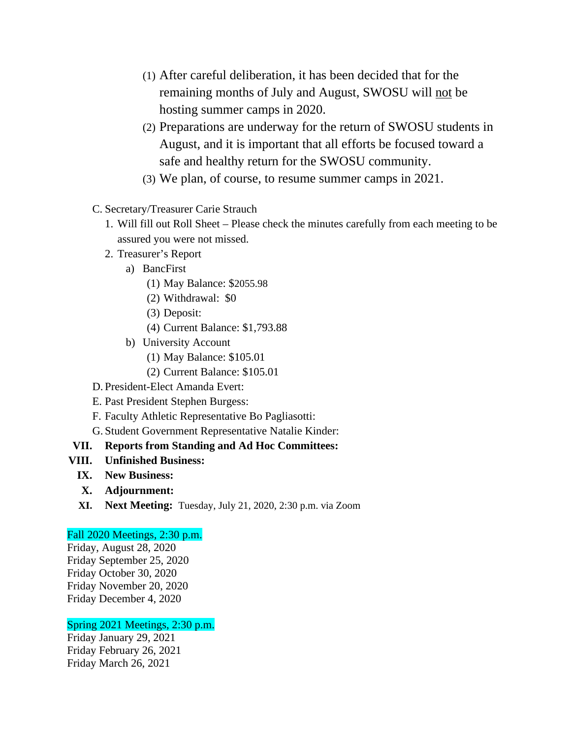(1) After careful deliberation, it has been decided that for the remaining months of July and August, SWOSU will <u>not</u> be hosting summer camps in 2020.

(2) Preparations are underway for the return of SWOSU students in August, and it is important that all efforts be focused toward a safe and healthy return for the SWOSU community.

(3) We plan, of course, to resume summer camps in 2021.

C. Secretary/Treasurer Carie Strauch
   1. Will fill out Roll Sheet – Please check the minutes carefully from each meeting to be assured you were not missed.
   2. Treasurer's Report
      a) BancFirst
         (1) May Balance: $2055.98
         (2) Withdrawal: $0
         (3) Deposit:
         (4) Current Balance: $1,793.88
      b) University Account
         (1) May Balance: $105.01
         (2) Current Balance: $105.01

D. President-Elect Amanda Evert:

E. Past President Stephen Burgess:

F. Faculty Athletic Representative Bo Pagliasotti:

G. Student Government Representative Natalie Kinder:

**VII. Reports from Standing and Ad Hoc Committees:**

**VIII. Unfinished Business:**

**IX. New Business:**

**X. Adjournment:**

**XI. Next Meeting:** Tuesday, July 21, 2020, 2:30 p.m. via Zoom

Fall 2020 Meetings, 2:30 p.m.
Friday, August 28, 2020
Friday September 25, 2020
Friday October 30, 2020
Friday November 20, 2020
Friday December 4, 2020

Spring 2021 Meetings, 2:30 p.m.
Friday January 29, 2021
Friday February 26, 2021
Friday March 26, 2021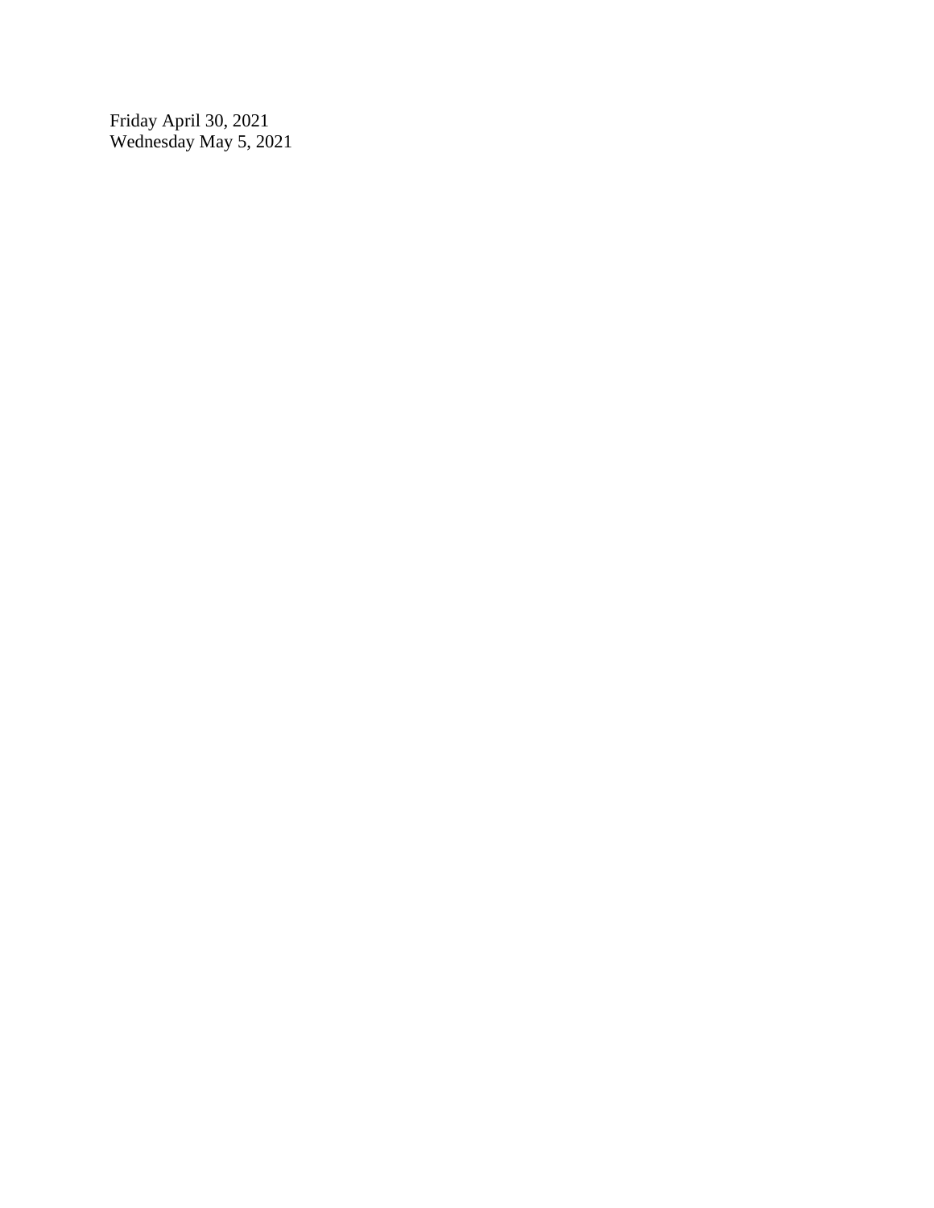Friday April 30, 2021
Wednesday May 5, 2021